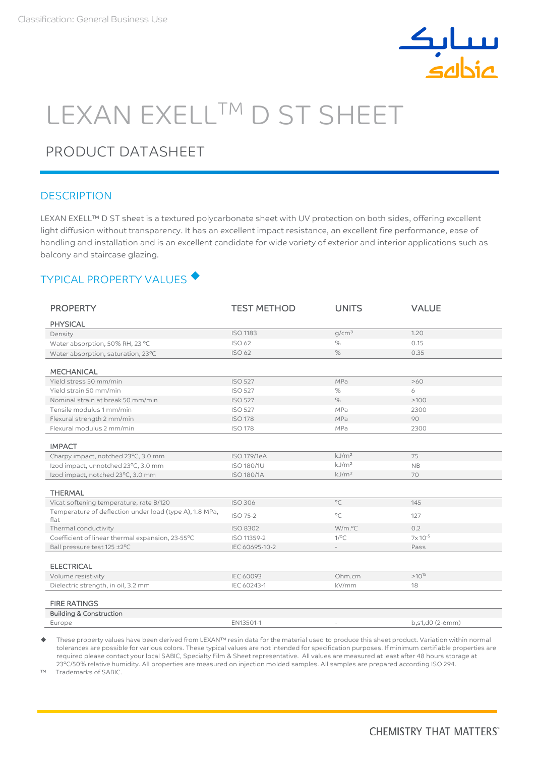Classification: General Business Use

# LEXAN EXELL™ D ST SHEET

## PRODUCT DATASHEET

### DESCRIPTION

LEXAN EXELL™ D ST sheet is a textured polycarbonate sheet with UV protection on both sides, offering excellent light diffusion without transparency. It has an excellent impact resistance, an excellent fire performance, ease of handling and installation and is an excellent candidate for wide variety of exterior and interior applications such as balcony and staircase glazing.

### TYPICAL PROPERTY VALUES ◆

| PROPERTY | TEST METHOD | UNITS | VALUE |
|---|---|---|---|
| **PHYSICAL** | | | |
| Density | ISO 1183 | g/cm³ | 1.20 |
| Water absorption, 50% RH, 23 °C | ISO 62 | % | 0.15 |
| Water absorption, saturation, 23°C | ISO 62 | % | 0.35 |
| **MECHANICAL** | | | |
| Yield stress 50 mm/min | ISO 527 | MPa | >60 |
| Yield strain 50 mm/min | ISO 527 | % | 6 |
| Nominal strain at break 50 mm/min | ISO 527 | % | >100 |
| Tensile modulus 1 mm/min | ISO 527 | MPa | 2300 |
| Flexural strength 2 mm/min | ISO 178 | MPa | 90 |
| Flexural modulus 2 mm/min | ISO 178 | MPa | 2300 |
| **IMPACT** | | | |
| Charpy impact, notched 23°C, 3.0 mm | ISO 179/1eA | kJ/m² | 75 |
| Izod impact, unnotched 23°C, 3.0 mm | ISO 180/1U | kJ/m² | NB |
| Izod impact, notched 23°C, 3.0 mm | ISO 180/1A | kJ/m² | 70 |
| **THERMAL** | | | |
| Vicat softening temperature, rate B/120 | ISO 306 | °C | 145 |
| Temperature of deflection under load (type A), 1.8 MPa, flat | ISO 75-2 | °C | 127 |
| Thermal conductivity | ISO 8302 | W/m.°C | 0.2 |
| Coefficient of linear thermal expansion, 23-55°C | ISO 11359-2 | 1/°C | $7 \times 10^{-5}$ |
| Ball pressure test 125 ±2°C | IEC 60695-10-2 | - | Pass |
| **ELECTRICAL** | | | |
| Volume resistivity | IEC 60093 | Ohm.cm | $>10^{15}$ |
| Dielectric strength, in oil, 3.2 mm | IEC 60243-1 | kV/mm | 18 |
| **FIRE RATINGS** | | | |
| **Building & Construction** | | | |
| Europe | EN13501-1 | - | b,s1,d0 (2-6mm) |

◆ These property values have been derived from LEXAN™ resin data for the material used to produce this sheet product. Variation within normal tolerances are possible for various colors. These typical values are not intended for specification purposes. If minimum certifiable properties are required please contact your local SABIC, Specialty Film & Sheet representative. All values are measured at least after 48 hours storage at 23°C/50% relative humidity. All properties are measured on injection molded samples. All samples are prepared according ISO 294.

™ Trademarks of SABIC.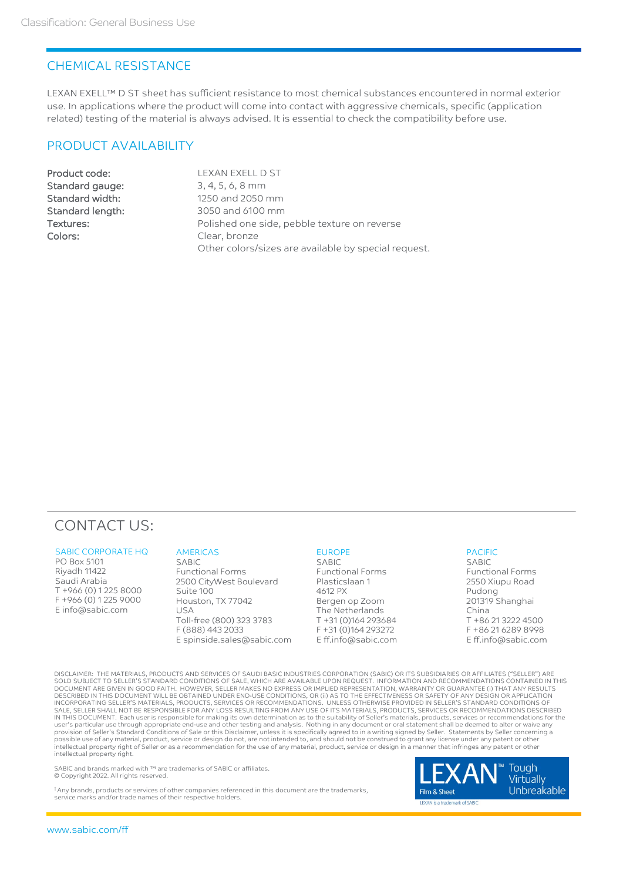## CHEMICAL RESISTANCE

LEXAN EXELL™ D ST sheet has sufficient resistance to most chemical substances encountered in normal exterior use. In applications where the product will come into contact with aggressive chemicals, specific (application related) testing of the material is always advised. It is essential to check the compatibility before use.

## PRODUCT AVAILABILITY

| | |
|---|---|
| Product code: | LEXAN EXELL D ST |
| Standard gauge: | 3, 4, 5, 6, 8 mm |
| Standard width: | 1250 and 2050 mm |
| Standard length: | 3050 and 6100 mm |
| Textures: | Polished one side, pebble texture on reverse |
| Colors: | Clear, bronze |
| | Other colors/sizes are available by special request. |

## CONTACT US:

**SABIC CORPORATE HQ**
PO Box 5101
Riyadh 11422
Saudi Arabia
T +966 (0) 1 225 8000
F +966 (0) 1 225 9000
E info@sabic.com

**AMERICAS**
SABIC
Functional Forms
2500 CityWest Boulevard
Suite 100
Houston, TX 77042
USA
Toll-free (800) 323 3783
F (888) 443 2033
E spinside.sales@sabic.com

**EUROPE**
SABIC
Functional Forms
Plasticslaan 1
4612 PX
Bergen op Zoom
The Netherlands
T +31 (0)164 293684
F +31 (0)164 293272
E ff.info@sabic.com

**PACIFIC**
SABIC
Functional Forms
2550 Xiupu Road
Pudong
201319 Shanghai
China
T +86 21 3222 4500
F +86 21 6289 8998
E ff.info@sabic.com

DISCLAIMER: THE MATERIALS, PRODUCTS AND SERVICES OF SAUDI BASIC INDUSTRIES CORPORATION (SABIC) OR ITS SUBSIDIARIES OR AFFILIATES ("SELLER") ARE SOLD SUBJECT TO SELLER'S STANDARD CONDITIONS OF SALE, WHICH ARE AVAILABLE UPON REQUEST. INFORMATION AND RECOMMENDATIONS CONTAINED IN THIS DOCUMENT ARE GIVEN IN GOOD FAITH. HOWEVER, SELLER MAKES NO EXPRESS OR IMPLIED REPRESENTATION, WARRANTY OR GUARANTEE (i) THAT ANY RESULTS DESCRIBED IN THIS DOCUMENT WILL BE OBTAINED UNDER END-USE CONDITIONS, OR (ii) AS TO THE EFFECTIVENESS OR SAFETY OF ANY DESIGN OR APPLICATION INCORPORATING SELLER'S MATERIALS, PRODUCTS, SERVICES OR RECOMMENDATIONS. UNLESS OTHERWISE PROVIDED IN SELLER'S STANDARD CONDITIONS OF SALE, SELLER SHALL NOT BE RESPONSIBLE FOR ANY LOSS RESULTING FROM ANY USE OF ITS MATERIALS, PRODUCTS, SERVICES OR RECOMMENDATIONS DESCRIBED IN THIS DOCUMENT. Each user is responsible for making its own determination as to the suitability of Seller's materials, products, services or recommendations for the user's particular use through appropriate end-use and other testing and analysis. Nothing in any document or oral statement shall be deemed to alter or waive any provision of Seller's Standard Conditions of Sale or this Disclaimer, unless it is specifically agreed to in a writing signed by Seller. Statements by Seller concerning a possible use of any material, product, service or design do not, are not intended to, and should not be construed to grant any license under any patent or other intellectual property right of Seller or as a recommendation for the use of any material, product, service or design in a manner that infringes any patent or other intellectual property right.

SABIC and brands marked with ™ are trademarks of SABIC or affiliates.
© Copyright 2022. All rights reserved.

† Any brands, products or services of other companies referenced in this document are the trademarks, service marks and/or trade names of their respective holders.

LEXAN™ Film & Sheet — Tough Virtually Unbreakable
LEXAN is a trademark of SABIC

www.sabic.com/ff